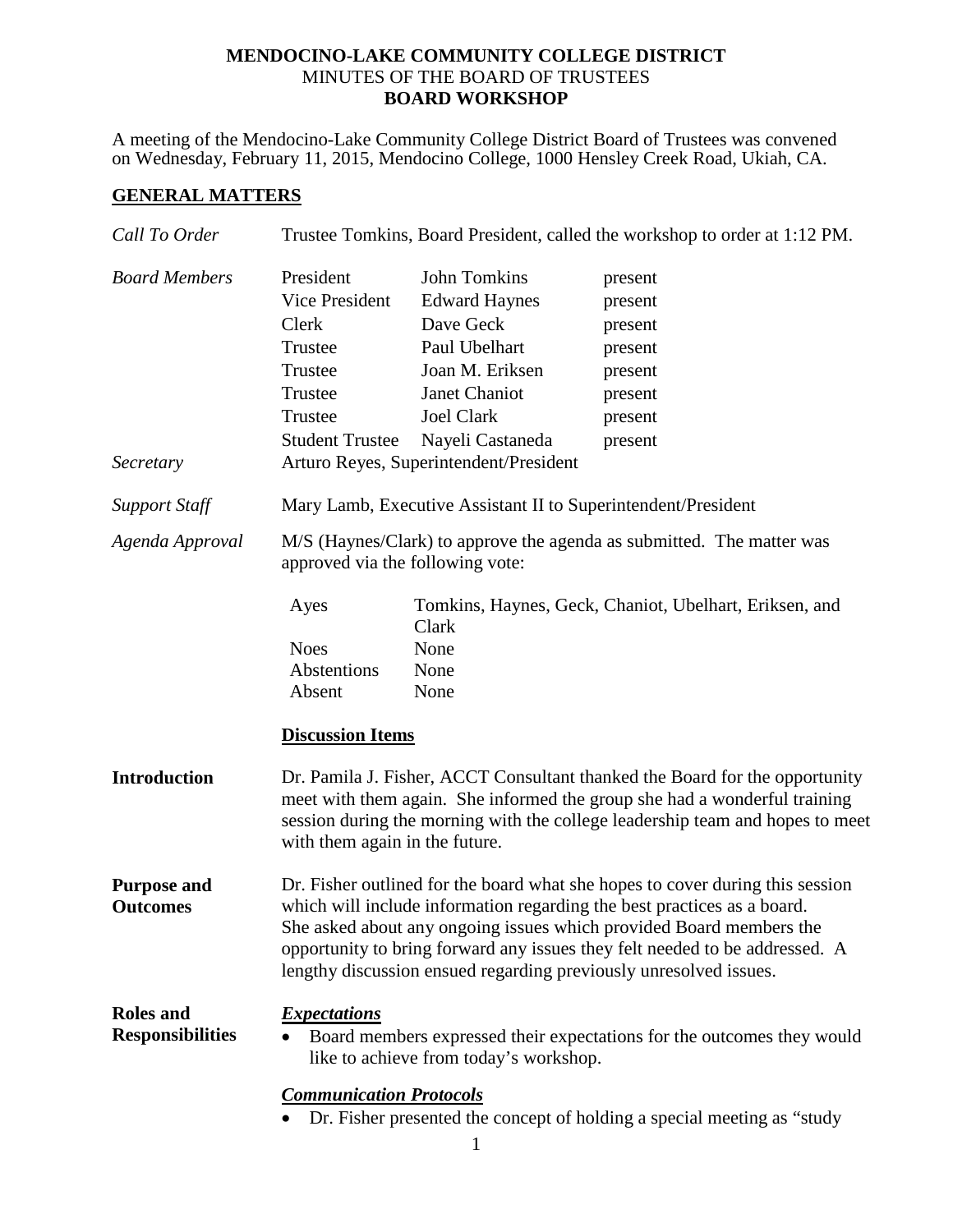**MENDOCINO-LAKE COMMUNITY COLLEGE DISTRICT**
MINUTES OF THE BOARD OF TRUSTEES
**BOARD WORKSHOP**

A meeting of the Mendocino-Lake Community College District Board of Trustees was convened on Wednesday, February 11, 2015, Mendocino College, 1000 Hensley Creek Road, Ukiah, CA.

## GENERAL MATTERS

*Call To Order* — Trustee Tomkins, Board President, called the workshop to order at 1:12 PM.

*Board Members*

| | | |
|---|---|---|
| President | John Tomkins | present |
| Vice President | Edward Haynes | present |
| Clerk | Dave Geck | present |
| Trustee | Paul Ubelhart | present |
| Trustee | Joan M. Eriksen | present |
| Trustee | Janet Chaniot | present |
| Trustee | Joel Clark | present |
| Student Trustee | Nayeli Castaneda | present |

*Secretary* — Arturo Reyes, Superintendent/President

*Support Staff* — Mary Lamb, Executive Assistant II to Superintendent/President

*Agenda Approval* — M/S (Haynes/Clark) to approve the agenda as submitted. The matter was approved via the following vote:

| | |
|---|---|
| Ayes | Tomkins, Haynes, Geck, Chaniot, Ubelhart, Eriksen, and Clark |
| Noes | None |
| Abstentions | None |
| Absent | None |

**Discussion Items**

**Introduction** — Dr. Pamila J. Fisher, ACCT Consultant thanked the Board for the opportunity meet with them again. She informed the group she had a wonderful training session during the morning with the college leadership team and hopes to meet with them again in the future.

**Purpose and Outcomes** — Dr. Fisher outlined for the board what she hopes to cover during this session which will include information regarding the best practices as a board. She asked about any ongoing issues which provided Board members the opportunity to bring forward any issues they felt needed to be addressed. A lengthy discussion ensued regarding previously unresolved issues.

**Roles and Responsibilities**

***Expectations***

- Board members expressed their expectations for the outcomes they would like to achieve from today's workshop.

***Communication Protocols***

- Dr. Fisher presented the concept of holding a special meeting as "study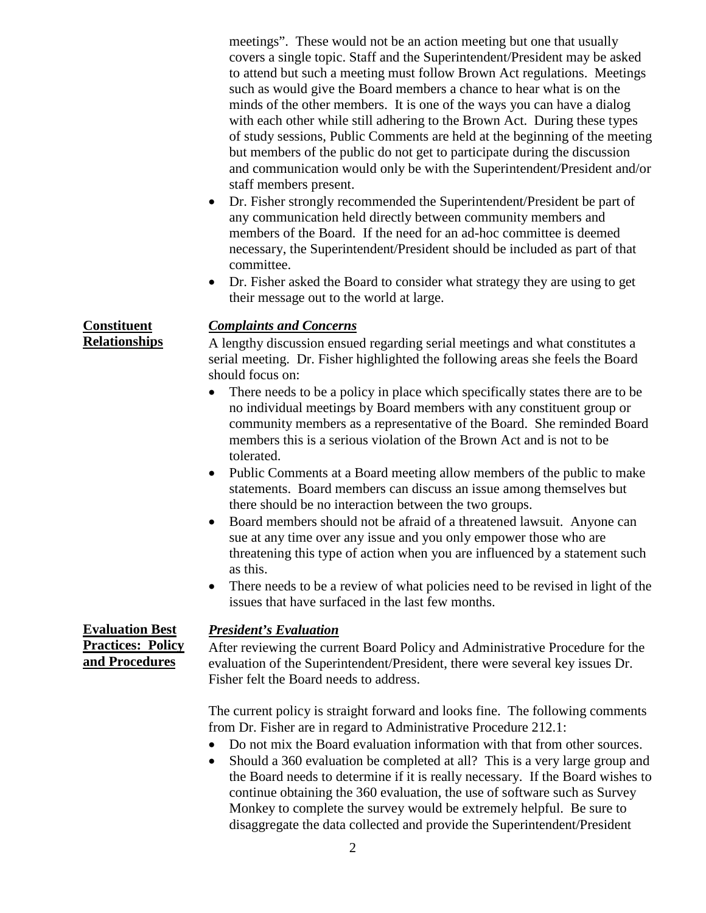meetings". These would not be an action meeting but one that usually covers a single topic. Staff and the Superintendent/President may be asked to attend but such a meeting must follow Brown Act regulations. Meetings such as would give the Board members a chance to hear what is on the minds of the other members. It is one of the ways you can have a dialog with each other while still adhering to the Brown Act. During these types of study sessions, Public Comments are held at the beginning of the meeting but members of the public do not get to participate during the discussion and communication would only be with the Superintendent/President and/or staff members present.

- Dr. Fisher strongly recommended the Superintendent/President be part of any communication held directly between community members and members of the Board. If the need for an ad-hoc committee is deemed necessary, the Superintendent/President should be included as part of that committee.
- Dr. Fisher asked the Board to consider what strategy they are using to get their message out to the world at large.

**Constituent Relationships**

***Complaints and Concerns***

A lengthy discussion ensued regarding serial meetings and what constitutes a serial meeting. Dr. Fisher highlighted the following areas she feels the Board should focus on:

- There needs to be a policy in place which specifically states there are to be no individual meetings by Board members with any constituent group or community members as a representative of the Board. She reminded Board members this is a serious violation of the Brown Act and is not to be tolerated.
- Public Comments at a Board meeting allow members of the public to make statements. Board members can discuss an issue among themselves but there should be no interaction between the two groups.
- Board members should not be afraid of a threatened lawsuit. Anyone can sue at any time over any issue and you only empower those who are threatening this type of action when you are influenced by a statement such as this.
- There needs to be a review of what policies need to be revised in light of the issues that have surfaced in the last few months.

**Evaluation Best Practices: Policy and Procedures**

***President's Evaluation***

After reviewing the current Board Policy and Administrative Procedure for the evaluation of the Superintendent/President, there were several key issues Dr. Fisher felt the Board needs to address.

The current policy is straight forward and looks fine. The following comments from Dr. Fisher are in regard to Administrative Procedure 212.1:

- Do not mix the Board evaluation information with that from other sources.
- Should a 360 evaluation be completed at all? This is a very large group and the Board needs to determine if it is really necessary. If the Board wishes to continue obtaining the 360 evaluation, the use of software such as Survey Monkey to complete the survey would be extremely helpful. Be sure to disaggregate the data collected and provide the Superintendent/President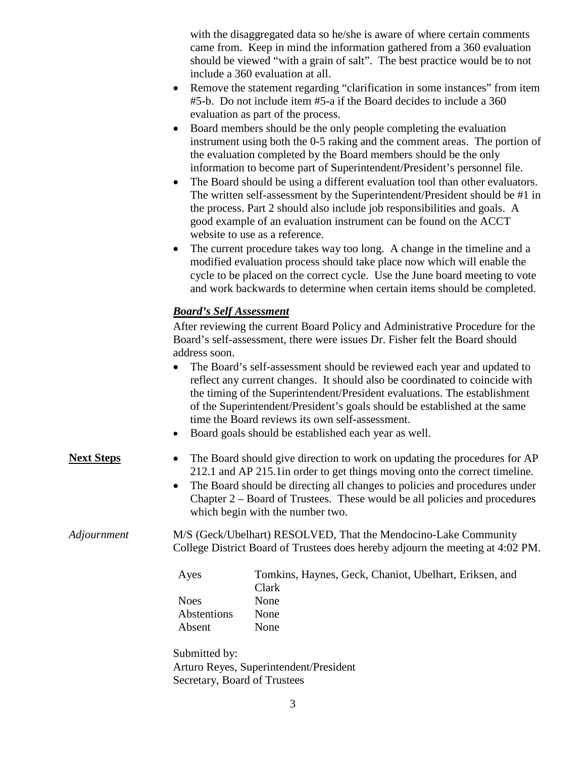with the disaggregated data so he/she is aware of where certain comments came from. Keep in mind the information gathered from a 360 evaluation should be viewed "with a grain of salt". The best practice would be to not include a 360 evaluation at all.

- Remove the statement regarding "clarification in some instances" from item #5-b. Do not include item #5-a if the Board decides to include a 360 evaluation as part of the process.
- Board members should be the only people completing the evaluation instrument using both the 0-5 raking and the comment areas. The portion of the evaluation completed by the Board members should be the only information to become part of Superintendent/President's personnel file.
- The Board should be using a different evaluation tool than other evaluators. The written self-assessment by the Superintendent/President should be #1 in the process. Part 2 should also include job responsibilities and goals. A good example of an evaluation instrument can be found on the ACCT website to use as a reference.
- The current procedure takes way too long. A change in the timeline and a modified evaluation process should take place now which will enable the cycle to be placed on the correct cycle. Use the June board meeting to vote and work backwards to determine when certain items should be completed.

***Board's Self Assessment***

After reviewing the current Board Policy and Administrative Procedure for the Board's self-assessment, there were issues Dr. Fisher felt the Board should address soon.

- The Board's self-assessment should be reviewed each year and updated to reflect any current changes. It should also be coordinated to coincide with the timing of the Superintendent/President evaluations. The establishment of the Superintendent/President's goals should be established at the same time the Board reviews its own self-assessment.
- Board goals should be established each year as well.

**Next Steps**

- The Board should give direction to work on updating the procedures for AP 212.1 and AP 215.1in order to get things moving onto the correct timeline.
- The Board should be directing all changes to policies and procedures under Chapter 2 – Board of Trustees. These would be all policies and procedures which begin with the number two.

*Adjournment*

M/S (Geck/Ubelhart) RESOLVED, That the Mendocino-Lake Community College District Board of Trustees does hereby adjourn the meeting at 4:02 PM.

| | |
|---|---|
| Ayes | Tomkins, Haynes, Geck, Chaniot, Ubelhart, Eriksen, and Clark |
| Noes | None |
| Abstentions | None |
| Absent | None |

Submitted by:
Arturo Reyes, Superintendent/President
Secretary, Board of Trustees